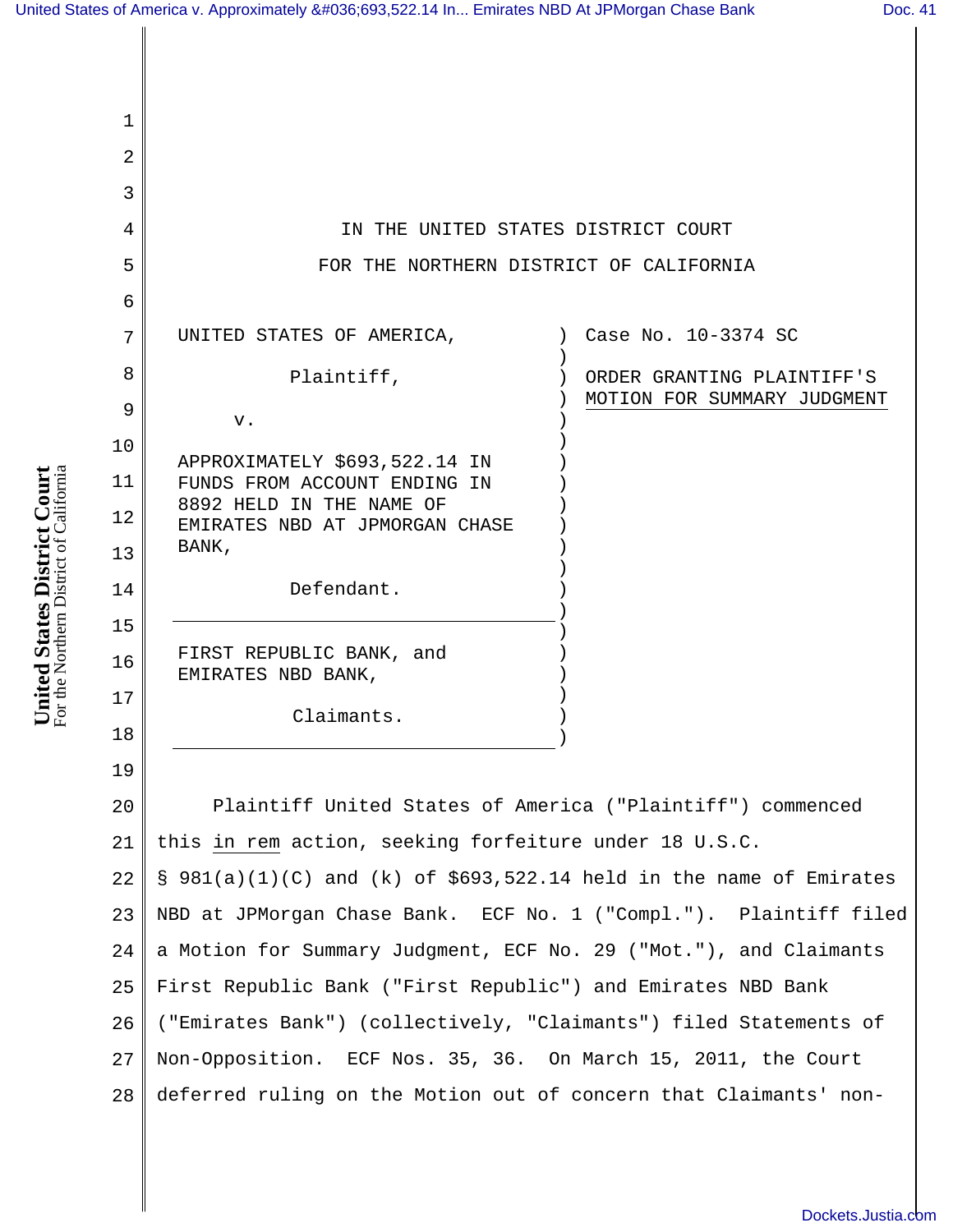IN THE UNITED STATES DISTRICT COURT

FOR THE NORTHERN DISTRICT OF CALIFORNIA

UNITED STATES OF AMERICA,

Plaintiff,

v.

APPROXIMATELY $693,522.14 IN FUNDS FROM ACCOUNT ENDING IN 8892 HELD IN THE NAME OF EMIRATES NBD AT JPMORGAN CHASE BANK,

Defendant.

FIRST REPUBLIC BANK, and EMIRATES NBD BANK,

Claimants.

Case No. 10-3374 SC

ORDER GRANTING PLAINTIFF'S MOTION FOR SUMMARY JUDGMENT

Plaintiff United States of America ("Plaintiff") commenced this *in rem* action, seeking forfeiture under 18 U.S.C. § 981(a)(1)(C) and (k) of $693,522.14 held in the name of Emirates NBD at JPMorgan Chase Bank. ECF No. 1 ("Compl."). Plaintiff filed a Motion for Summary Judgment, ECF No. 29 ("Mot."), and Claimants First Republic Bank ("First Republic") and Emirates NBD Bank ("Emirates Bank") (collectively, "Claimants") filed Statements of Non-Opposition. ECF Nos. 35, 36. On March 15, 2011, the Court deferred ruling on the Motion out of concern that Claimants' non-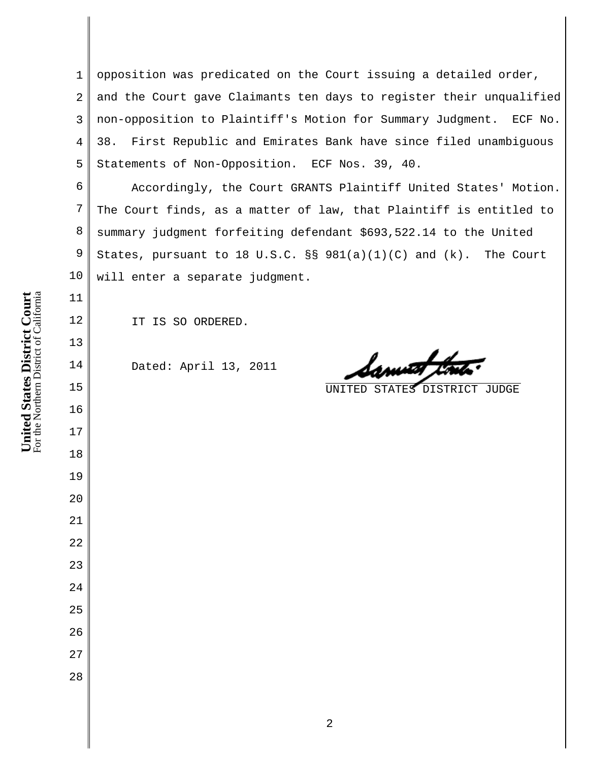opposition was predicated on the Court issuing a detailed order, and the Court gave Claimants ten days to register their unqualified non-opposition to Plaintiff's Motion for Summary Judgment. ECF No. 38. First Republic and Emirates Bank have since filed unambiguous Statements of Non-Opposition. ECF Nos. 39, 40.

Accordingly, the Court GRANTS Plaintiff United States' Motion. The Court finds, as a matter of law, that Plaintiff is entitled to summary judgment forfeiting defendant $693,522.14 to the United States, pursuant to 18 U.S.C. §§ 981(a)(1)(C) and (k). The Court will enter a separate judgment.

IT IS SO ORDERED.

Dated: April 13, 2011

UNITED STATES DISTRICT JUDGE